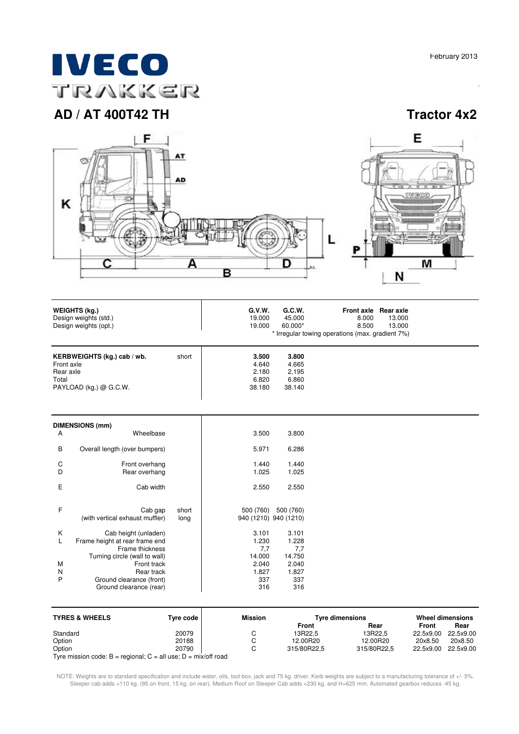February 2013

# IVECO TRAKKER

## AD / AT 400T42 TH

## Tractor 4x2

| WEIGHTS (kg.) | G.V.W. | G.C.W. | Front axle | Rear axle |
|---|---|---|---|---|
| Design weights (std.) | 19.000 | 45.000 | 8.000 | 13.000 |
| Design weights (opt.) | 19.000 | 60.000* | 8.500 | 13.000 |

\* Irregular towing operations (max. gradient 7%)

| KERBWEIGHTS (kg.) cab / wb. | short | 3.500 | 3.800 |
|---|---|---|---|
| Front axle | | 4.640 | 4.665 |
| Rear axle | | 2.180 | 2.195 |
| Total | | 6.820 | 6.860 |
| PAYLOAD (kg.) @ G.C.W. | | 38.180 | 38.140 |

| DIMENSIONS (mm) | | | | |
|---|---|---|---|---|
| A | Wheelbase | | 3.500 | 3.800 |
| B | Overall length (over bumpers) | | 5.971 | 6.286 |
| C | Front overhang | | 1.440 | 1.440 |
| D | Rear overhang | | 1.025 | 1.025 |
| E | Cab width | | 2.550 | 2.550 |
| F | Cab gap | short | 500 (760) | 500 (760) |
| | (with vertical exhaust muffler) | long | 940 (1210) | 940 (1210) |
| K | Cab height (unladen) | | 3.101 | 3.101 |
| L | Frame height at rear frame end | | 1.230 | 1.228 |
| | Frame thickness | | 7,7 | 7,7 |
| | Turning circle (wall to wall) | | 14.000 | 14.750 |
| M | Front track | | 2.040 | 2.040 |
| N | Rear track | | 1.827 | 1.827 |
| P | Ground clearance (front) | | 337 | 337 |
| | Ground clearance (rear) | | 316 | 316 |

| TYRES & WHEELS | Tyre code | Mission | Tyre dimensions | | Wheel dimensions | |
|---|---|---|---|---|---|---|
| | | | Front | Rear | Front | Rear |
| Standard | 20079 | C | 13R22,5 | 13R22,5 | 22.5x9.00 | 22.5x9.00 |
| Option | 20188 | C | 12.00R20 | 12.00R20 | 20x8.50 | 20x8.50 |
| Option | 20790 | C | 315/80R22,5 | 315/80R22,5 | 22.5x9.00 | 22.5x9.00 |

Tyre mission code: B = regional; C = all use; D = mix/off road

NOTE: Weights are to standard specification and include water, oils, tool box, jack and 75 kg. driver. Kerb weights are subject to a manufacturing tolerance of +/- 5%. Sleeper cab adds +110 kg. (95 on front, 15 kg. on rear). Medium Roof on Sleeper Cab adds +230 kg. and H=625 mm. Automated gearbox reduces -45 kg.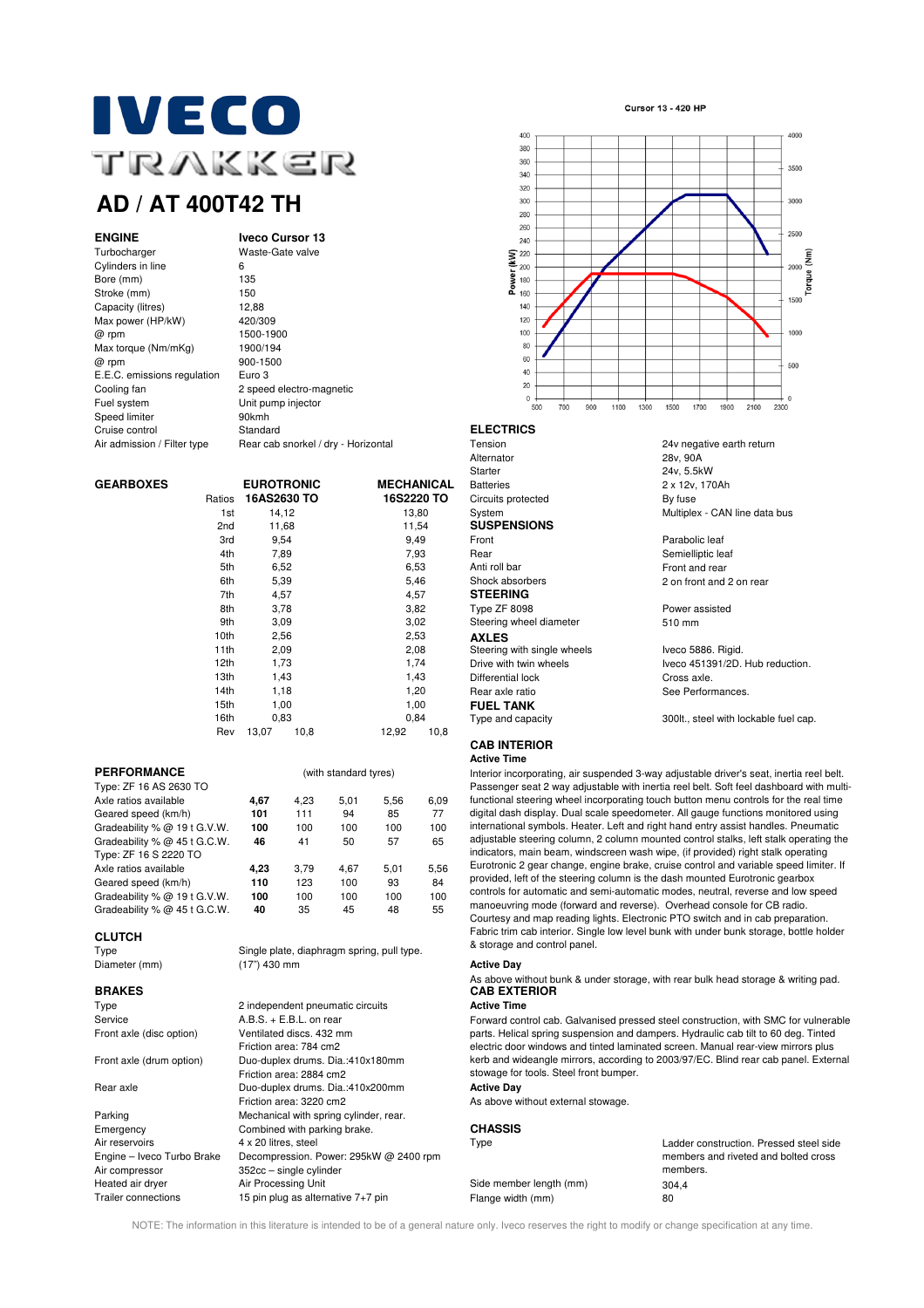# IVECO TRAKKER

## AD / AT 400T42 TH

### ENGINE

| | |
|---|---|
| ENGINE | Iveco Cursor 13 |
| Turbocharger | Waste-Gate valve |
| Cylinders in line | 6 |
| Bore (mm) | 135 |
| Stroke (mm) | 150 |
| Capacity (litres) | 12,88 |
| Max power (HP/kW) | 420/309 |
| @ rpm | 1500-1900 |
| Max torque (Nm/mKg) | 1900/194 |
| @ rpm | 900-1500 |
| E.E.C. emissions regulation | Euro 3 |
| Cooling fan | 2 speed electro-magnetic |
| Fuel system | Unit pump injector |
| Speed limiter | 90kmh |
| Cruise control | Standard |
| Air admission / Filter type | Rear cab snorkel / dry - Horizontal |

### GEARBOXES

| Ratios | EUROTRONIC 16AS2630 TO | | MECHANICAL 16S2220 TO | |
|---|---|---|---|---|
| 1st | 14,12 | | 13,80 | |
| 2nd | 11,68 | | 11,54 | |
| 3rd | 9,54 | | 9,49 | |
| 4th | 7,89 | | 7,93 | |
| 5th | 6,52 | | 6,53 | |
| 6th | 5,39 | | 5,46 | |
| 7th | 4,57 | | 4,57 | |
| 8th | 3,78 | | 3,82 | |
| 9th | 3,09 | | 3,02 | |
| 10th | 2,56 | | 2,53 | |
| 11th | 2,09 | | 2,08 | |
| 12th | 1,73 | | 1,74 | |
| 13th | 1,43 | | 1,43 | |
| 14th | 1,18 | | 1,20 | |
| 15th | 1,00 | | 1,00 | |
| 16th | 0,83 | | 0,84 | |
| Rev | 13,07 | 10,8 | 12,92 | 10,8 |

### PERFORMANCE

(with standard tyres)

| | | | | | |
|---|---|---|---|---|---|
| Type: ZF 16 AS 2630 TO | | | | | |
| Axle ratios available | **4,67** | 4,23 | 5,01 | 5,56 | 6,09 |
| Geared speed (km/h) | **101** | 111 | 94 | 85 | 77 |
| Gradeability % @ 19 t G.V.W. | **100** | 100 | 100 | 100 | 100 |
| Gradeability % @ 45 t G.C.W. | **46** | 41 | 50 | 57 | 65 |
| Type: ZF 16 S 2220 TO | | | | | |
| Axle ratios available | **4,23** | 3,79 | 4,67 | 5,01 | 5,56 |
| Geared speed (km/h) | **110** | 123 | 100 | 93 | 84 |
| Gradeability % @ 19 t G.V.W. | **100** | 100 | 100 | 100 | 100 |
| Gradeability % @ 45 t G.C.W. | **40** | 35 | 45 | 48 | 55 |

### CLUTCH

| | |
|---|---|
| Type | Single plate, diaphragm spring, pull type. |
| Diameter (mm) | (17") 430 mm |

### BRAKES

| | |
|---|---|
| Type | 2 independent pneumatic circuits |
| Service | A.B.S. + E.B.L. on rear |
| Front axle (disc option) | Ventilated discs. 432 mm<br>Friction area: 784 cm2 |
| Front axle (drum option) | Duo-duplex drums. Dia.:410x180mm<br>Friction area: 2884 cm2 |
| Rear axle | Duo-duplex drums. Dia.:410x200mm<br>Friction area: 3220 cm2 |
| Parking | Mechanical with spring cylinder, rear. |
| Emergency | Combined with parking brake. |
| Air reservoirs | 4 x 20 litres, steel |
| Engine – Iveco Turbo Brake | Decompression. Power: 295kW @ 2400 rpm |
| Air compressor | 352cc – single cylinder |
| Heated air dryer | Air Processing Unit |
| Trailer connections | 15 pin plug as alternative 7+7 pin |

Cursor 13 - 420 HP

Power (kW)
Torque (Nm)
400 380 360 340 320 300 280 260 240 220 200 180 160 140 120 100 80 60 40 20 0
4000 3500 3000 2500 2000 1500 1000 500 0
500 700 900 1100 1300 1500 1700 1900 2100 2300

### ELECTRICS

| | |
|---|---|
| Tension | 24v negative earth return |
| Alternator | 28v, 90A |
| Starter | 24v, 5.5kW |
| Batteries | 2 x 12v, 170Ah |
| Circuits protected | By fuse |
| System | Multiplex - CAN line data bus |

### SUSPENSIONS

| | |
|---|---|
| Front | Parabolic leaf |
| Rear | Semielliptic leaf |
| Anti roll bar | Front and rear |
| Shock absorbers | 2 on front and 2 on rear |

### STEERING

| | |
|---|---|
| Type ZF 8098 | Power assisted |
| Steering wheel diameter | 510 mm |

### AXLES

| | |
|---|---|
| Steering with single wheels | Iveco 5886. Rigid. |
| Drive with twin wheels | Iveco 451391/2D. Hub reduction. |
| Differential lock | Cross axle. |
| Rear axle ratio | See Performances. |

### FUEL TANK

| | |
|---|---|
| Type and capacity | 300lt., steel with lockable fuel cap. |

### CAB INTERIOR

**Active Time**

Interior incorporating, air suspended 3-way adjustable driver's seat, inertia reel belt. Passenger seat 2 way adjustable with inertia reel belt. Soft feel dashboard with multi-functional steering wheel incorporating touch button menu controls for the real time digital dash display. Dual scale speedometer. All gauge functions monitored using international symbols. Heater. Left and right hand entry assist handles. Pneumatic adjustable steering column, 2 column mounted control stalks, left stalk operating the indicators, main beam, windscreen wash wipe, (if provided) right stalk operating Eurotronic 2 gear change, engine brake, cruise control and variable speed limiter. If provided, left of the steering column is the dash mounted Eurotronic gearbox controls for automatic and semi-automatic modes, neutral, reverse and low speed manoeuvring mode (forward and reverse). Overhead console for CB radio. Courtesy and map reading lights. Electronic PTO switch and in cab preparation. Fabric trim cab interior. Single low level bunk with under bunk storage, bottle holder & storage and control panel.

**Active Day**

As above without bunk & under storage, with rear bulk head storage & writing pad.

### CAB EXTERIOR

**Active Time**

Forward control cab. Galvanised pressed steel construction, with SMC for vulnerable parts. Helical spring suspension and dampers. Hydraulic cab tilt to 60 deg. Tinted electric door windows and tinted laminated screen. Manual rear-view mirrors plus kerb and wideangle mirrors, according to 2003/97/EC. Blind rear cab panel. External stowage for tools. Steel front bumper.

**Active Day**

As above without external stowage.

### CHASSIS

| | |
|---|---|
| Type | Ladder construction. Pressed steel side members and riveted and bolted cross members. |
| Side member length (mm) | 304,4 |
| Flange width (mm) | 80 |

NOTE: The information in this literature is intended to be of a general nature only. Iveco reserves the right to modify or change specification at any time.